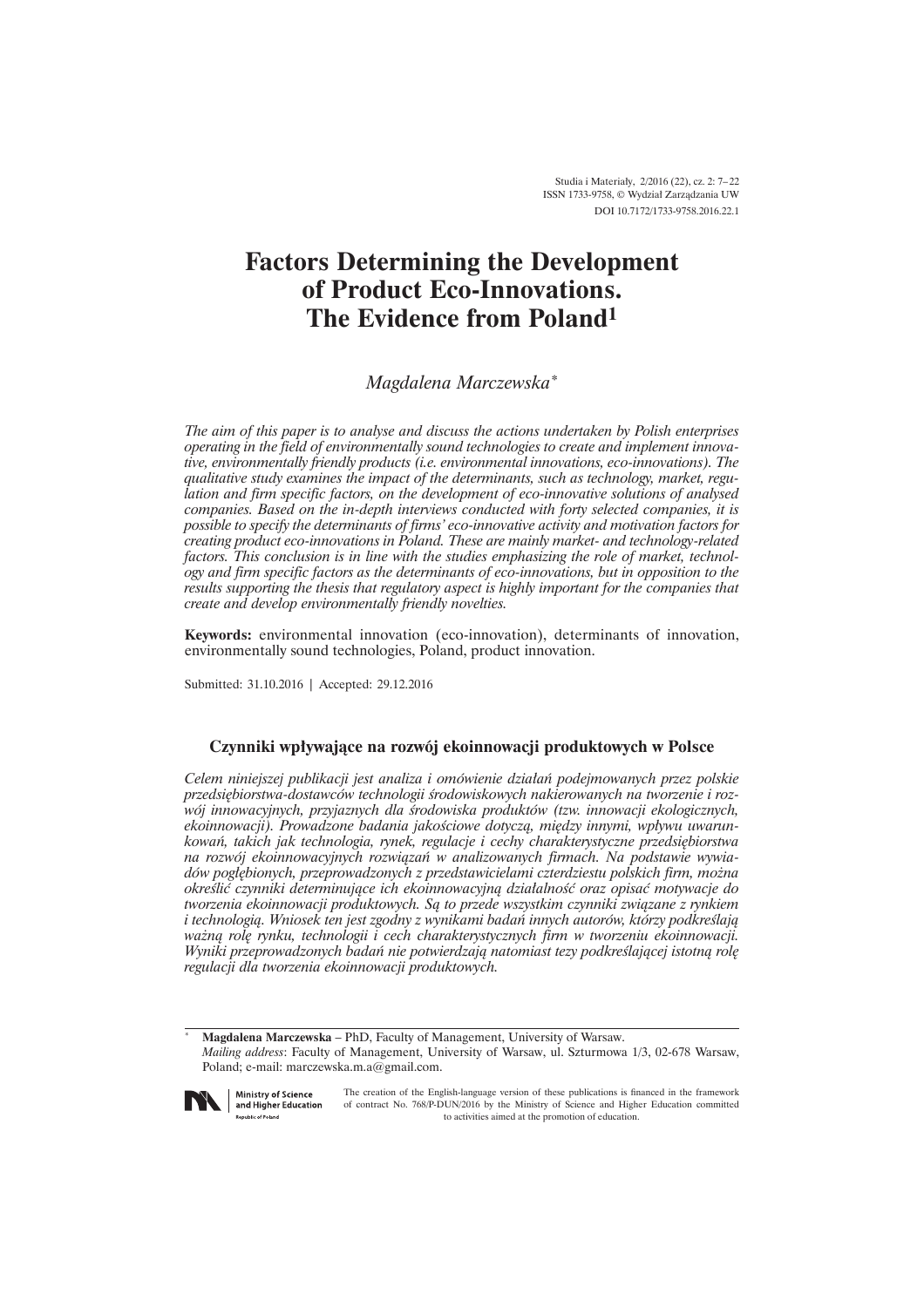Studia i Materiały, 2/2016 (22), cz. 2: 7–22
ISSN 1733-9758, © Wydział Zarządzania UW
DOI 10.7172/1733-9758.2016.22.1

# Factors Determining the Development of Product Eco-Innovations. The Evidence from Poland[1]

*Magdalena Marczewska*[*]

*The aim of this paper is to analyse and discuss the actions undertaken by Polish enterprises operating in the field of environmentally sound technologies to create and implement innovative, environmentally friendly products (i.e. environmental innovations, eco-innovations). The qualitative study examines the impact of the determinants, such as technology, market, regulation and firm specific factors, on the development of eco-innovative solutions of analysed companies. Based on the in-depth interviews conducted with forty selected companies, it is possible to specify the determinants of firms' eco-innovative activity and motivation factors for creating product eco-innovations in Poland. These are mainly market- and technology-related factors. This conclusion is in line with the studies emphasizing the role of market, technology and firm specific factors as the determinants of eco-innovations, but in opposition to the results supporting the thesis that regulatory aspect is highly important for the companies that create and develop environmentally friendly novelties.*

**Keywords:** environmental innovation (eco-innovation), determinants of innovation, environmentally sound technologies, Poland, product innovation.

Submitted: 31.10.2016 | Accepted: 29.12.2016

### Czynniki wpływające na rozwój ekoinnowacji produktowych w Polsce

*Celem niniejszej publikacji jest analiza i omówienie działań podejmowanych przez polskie przedsiębiorstwa-dostawców technologii środowiskowych nakierowanych na tworzenie i rozwój innowacyjnych, przyjaznych dla środowiska produktów (tzw. innowacji ekologicznych, ekoinnowacji). Prowadzone badania jakościowe dotyczą, między innymi, wpływu uwarunkowań, takich jak technologia, rynek, regulacje i cechy charakterystyczne przedsiębiorstwa na rozwój ekoinnowacyjnych rozwiązań w analizowanych firmach. Na podstawie wywiadów pogłębionych, przeprowadzonych z przedstawicielami czterdziestu polskich firm, można określić czynniki determinujące ich ekoinnowacyjną działalność oraz opisać motywacje do tworzenia ekoinnowacji produktowych. Są to przede wszystkim czynniki związane z rynkiem i technologią. Wniosek ten jest zgodny z wynikami badań innych autorów, którzy podkreślają ważną rolę rynku, technologii i cech charakterystycznych firm w tworzeniu ekoinnowacji. Wyniki przeprowadzonych badań nie potwierdzają natomiast tezy podkreślającej istotną rolę regulacji dla tworzenia ekoinnowacji produktowych.*

[*] **Magdalena Marczewska** – PhD, Faculty of Management, University of Warsaw.
*Mailing address*: Faculty of Management, University of Warsaw, ul. Szturmowa 1/3, 02-678 Warsaw, Poland; e-mail: marczewska.m.a@gmail.com.

Ministry of Science and Higher Education, Republic of Poland

The creation of the English-language version of these publications is financed in the framework of contract No. 768/P-DUN/2016 by the Ministry of Science and Higher Education committed to activities aimed at the promotion of education.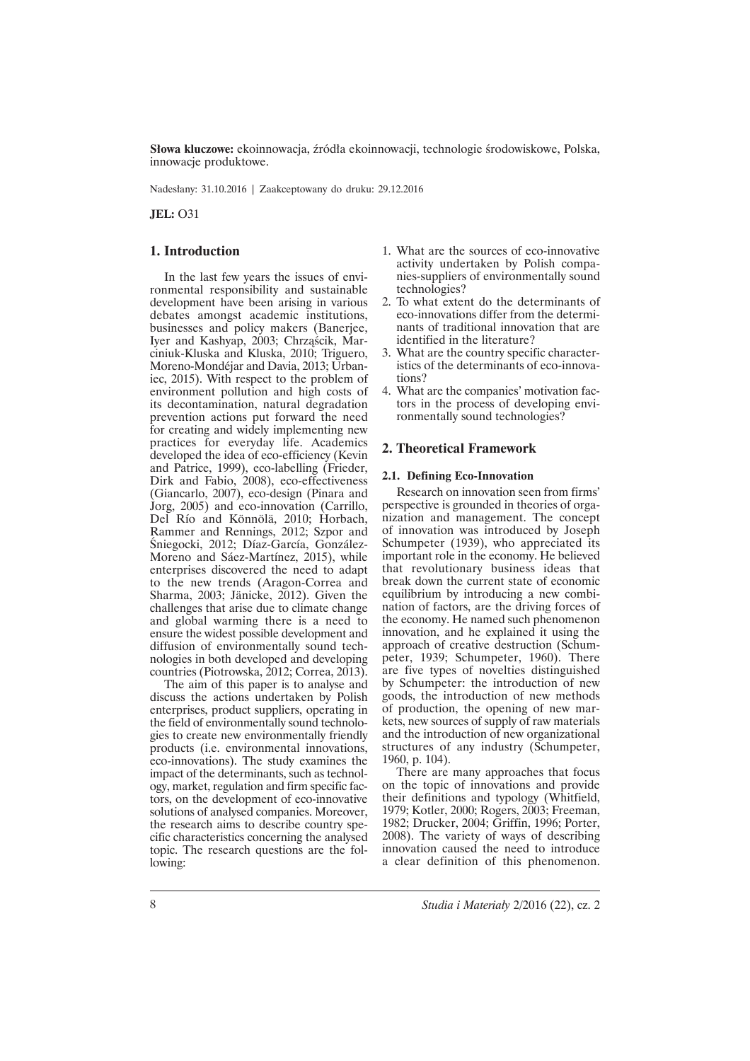**Słowa kluczowe:** ekoinnowacja, źródła ekoinnowacji, technologie środowiskowe, Polska, innowacje produktowe.

Nadesłany: 31.10.2016 | Zaakceptowany do druku: 29.12.2016

**JEL:** O31

## 1. Introduction

In the last few years the issues of environmental responsibility and sustainable development have been arising in various debates amongst academic institutions, businesses and policy makers (Banerjee, Iyer and Kashyap, 2003; Chrząścik, Marciniuk-Kluska and Kluska, 2010; Triguero, Moreno-Mondéjar and Davia, 2013; Urbaniec, 2015). With respect to the problem of environment pollution and high costs of its decontamination, natural degradation prevention actions put forward the need for creating and widely implementing new practices for everyday life. Academics developed the idea of eco-efficiency (Kevin and Patrice, 1999), eco-labelling (Frieder, Dirk and Fabio, 2008), eco-effectiveness (Giancarlo, 2007), eco-design (Pinara and Jorg, 2005) and eco-innovation (Carrillo, Del Río and Könnölä, 2010; Horbach, Rammer and Rennings, 2012; Szpor and Śniegocki, 2012; Díaz-García, González-Moreno and Sáez-Martínez, 2015), while enterprises discovered the need to adapt to the new trends (Aragon-Correa and Sharma, 2003; Jänicke, 2012). Given the challenges that arise due to climate change and global warming there is a need to ensure the widest possible development and diffusion of environmentally sound technologies in both developed and developing countries (Piotrowska, 2012; Correa, 2013).

The aim of this paper is to analyse and discuss the actions undertaken by Polish enterprises, product suppliers, operating in the field of environmentally sound technologies to create new environmentally friendly products (i.e. environmental innovations, eco-innovations). The study examines the impact of the determinants, such as technology, market, regulation and firm specific factors, on the development of eco-innovative solutions of analysed companies. Moreover, the research aims to describe country specific characteristics concerning the analysed topic. The research questions are the following:

1. What are the sources of eco-innovative activity undertaken by Polish companies-suppliers of environmentally sound technologies?
2. To what extent do the determinants of eco-innovations differ from the determinants of traditional innovation that are identified in the literature?
3. What are the country specific characteristics of the determinants of eco-innovations?
4. What are the companies' motivation factors in the process of developing environmentally sound technologies?

## 2. Theoretical Framework

### 2.1. Defining Eco-Innovation

Research on innovation seen from firms' perspective is grounded in theories of organization and management. The concept of innovation was introduced by Joseph Schumpeter (1939), who appreciated its important role in the economy. He believed that revolutionary business ideas that break down the current state of economic equilibrium by introducing a new combination of factors, are the driving forces of the economy. He named such phenomenon innovation, and he explained it using the approach of creative destruction (Schumpeter, 1939; Schumpeter, 1960). There are five types of novelties distinguished by Schumpeter: the introduction of new goods, the introduction of new methods of production, the opening of new markets, new sources of supply of raw materials and the introduction of new organizational structures of any industry (Schumpeter, 1960, p. 104).

There are many approaches that focus on the topic of innovations and provide their definitions and typology (Whitfield, 1979; Kotler, 2000; Rogers, 2003; Freeman, 1982; Drucker, 2004; Griffin, 1996; Porter, 2008). The variety of ways of describing innovation caused the need to introduce a clear definition of this phenomenon.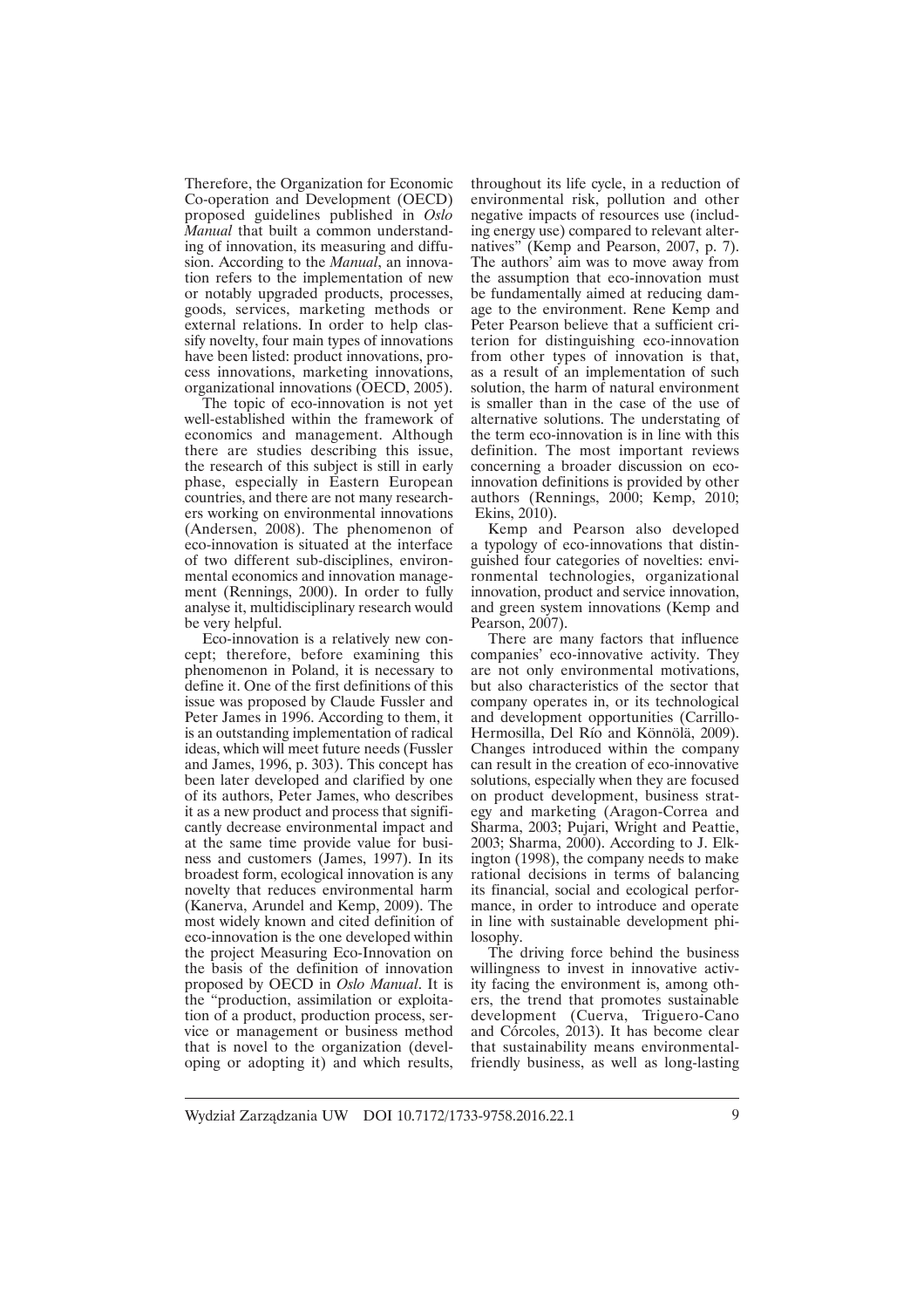Therefore, the Organization for Economic Co-operation and Development (OECD) proposed guidelines published in *Oslo Manual* that built a common understanding of innovation, its measuring and diffusion. According to the *Manual*, an innovation refers to the implementation of new or notably upgraded products, processes, goods, services, marketing methods or external relations. In order to help classify novelty, four main types of innovations have been listed: product innovations, process innovations, marketing innovations, organizational innovations (OECD, 2005).

The topic of eco-innovation is not yet well-established within the framework of economics and management. Although there are studies describing this issue, the research of this subject is still in early phase, especially in Eastern European countries, and there are not many researchers working on environmental innovations (Andersen, 2008). The phenomenon of eco-innovation is situated at the interface of two different sub-disciplines, environmental economics and innovation management (Rennings, 2000). In order to fully analyse it, multidisciplinary research would be very helpful.

Eco-innovation is a relatively new concept; therefore, before examining this phenomenon in Poland, it is necessary to define it. One of the first definitions of this issue was proposed by Claude Fussler and Peter James in 1996. According to them, it is an outstanding implementation of radical ideas, which will meet future needs (Fussler and James, 1996, p. 303). This concept has been later developed and clarified by one of its authors, Peter James, who describes it as a new product and process that significantly decrease environmental impact and at the same time provide value for business and customers (James, 1997). In its broadest form, ecological innovation is any novelty that reduces environmental harm (Kanerva, Arundel and Kemp, 2009). The most widely known and cited definition of eco-innovation is the one developed within the project Measuring Eco-Innovation on the basis of the definition of innovation proposed by OECD in *Oslo Manual*. It is the "production, assimilation or exploitation of a product, production process, service or management or business method that is novel to the organization (developing or adopting it) and which results, throughout its life cycle, in a reduction of environmental risk, pollution and other negative impacts of resources use (including energy use) compared to relevant alternatives" (Kemp and Pearson, 2007, p. 7). The authors' aim was to move away from the assumption that eco-innovation must be fundamentally aimed at reducing damage to the environment. Rene Kemp and Peter Pearson believe that a sufficient criterion for distinguishing eco-innovation from other types of innovation is that, as a result of an implementation of such solution, the harm of natural environment is smaller than in the case of the use of alternative solutions. The understating of the term eco-innovation is in line with this definition. The most important reviews concerning a broader discussion on eco-innovation definitions is provided by other authors (Rennings, 2000; Kemp, 2010; Ekins, 2010).

Kemp and Pearson also developed a typology of eco-innovations that distinguished four categories of novelties: environmental technologies, organizational innovation, product and service innovation, and green system innovations (Kemp and Pearson, 2007).

There are many factors that influence companies' eco-innovative activity. They are not only environmental motivations, but also characteristics of the sector that company operates in, or its technological and development opportunities (Carrillo-Hermosilla, Del Río and Könnölä, 2009). Changes introduced within the company can result in the creation of eco-innovative solutions, especially when they are focused on product development, business strategy and marketing (Aragon-Correa and Sharma, 2003; Pujari, Wright and Peattie, 2003; Sharma, 2000). According to J. Elkington (1998), the company needs to make rational decisions in terms of balancing its financial, social and ecological performance, in order to introduce and operate in line with sustainable development philosophy.

The driving force behind the business willingness to invest in innovative activity facing the environment is, among others, the trend that promotes sustainable development (Cuerva, Triguero-Cano and Córcoles, 2013). It has become clear that sustainability means environmental-friendly business, as well as long-lasting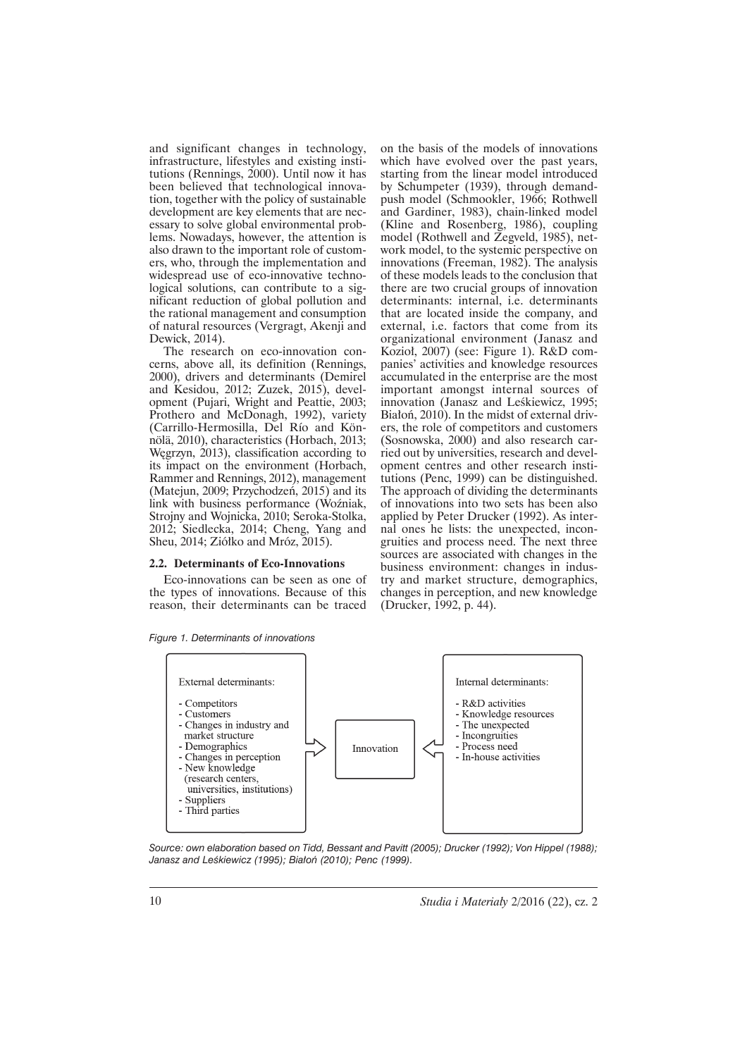and significant changes in technology, infrastructure, lifestyles and existing institutions (Rennings, 2000). Until now it has been believed that technological innovation, together with the policy of sustainable development are key elements that are necessary to solve global environmental problems. Nowadays, however, the attention is also drawn to the important role of customers, who, through the implementation and widespread use of eco-innovative technological solutions, can contribute to a significant reduction of global pollution and the rational management and consumption of natural resources (Vergragt, Akenji and Dewick, 2014).

The research on eco-innovation concerns, above all, its definition (Rennings, 2000), drivers and determinants (Demirel and Kesidou, 2012; Zuzek, 2015), development (Pujari, Wright and Peattie, 2003; Prothero and McDonagh, 1992), variety (Carrillo-Hermosilla, Del Río and Könnölä, 2010), characteristics (Horbach, 2013; Węgrzyn, 2013), classification according to its impact on the environment (Horbach, Rammer and Rennings, 2012), management (Matejun, 2009; Przychodzeń, 2015) and its link with business performance (Woźniak, Strojny and Wojnicka, 2010; Seroka-Stolka, 2012; Siedlecka, 2014; Cheng, Yang and Sheu, 2014; Ziółko and Mróz, 2015).

### 2.2. Determinants of Eco-Innovations

Eco-innovations can be seen as one of the types of innovations. Because of this reason, their determinants can be traced on the basis of the models of innovations which have evolved over the past years, starting from the linear model introduced by Schumpeter (1939), through demand-push model (Schmookler, 1966; Rothwell and Gardiner, 1983), chain-linked model (Kline and Rosenberg, 1986), coupling model (Rothwell and Zegveld, 1985), network model, to the systemic perspective on innovations (Freeman, 1982). The analysis of these models leads to the conclusion that there are two crucial groups of innovation determinants: internal, i.e. determinants that are located inside the company, and external, i.e. factors that come from its organizational environment (Janasz and Kozioł, 2007) (see: Figure 1). R&D companies' activities and knowledge resources accumulated in the enterprise are the most important amongst internal sources of innovation (Janasz and Leśkiewicz, 1995; Białoń, 2010). In the midst of external drivers, the role of competitors and customers (Sosnowska, 2000) and also research carried out by universities, research and development centres and other research institutions (Penc, 1999) can be distinguished. The approach of dividing the determinants of innovations into two sets has been also applied by Peter Drucker (1992). As internal ones he lists: the unexpected, incongruities and process need. The next three sources are associated with changes in the business environment: changes in industry and market structure, demographics, changes in perception, and new knowledge (Drucker, 1992, p. 44).

*Figure 1. Determinants of innovations*

External determinants:

- Competitors
- Customers
- Changes in industry and market structure
- Demographics
- Changes in perception
- New knowledge (research centers, universities, institutions)
- Suppliers
- Third parties

→ Innovation ←

Internal determinants:

- R&D activities
- Knowledge resources
- The unexpected
- Incongruities
- Process need
- In-house activities

*Source: own elaboration based on Tidd, Bessant and Pavitt (2005); Drucker (1992); Von Hippel (1988); Janasz and Leśkiewicz (1995); Białoń (2010); Penc (1999).*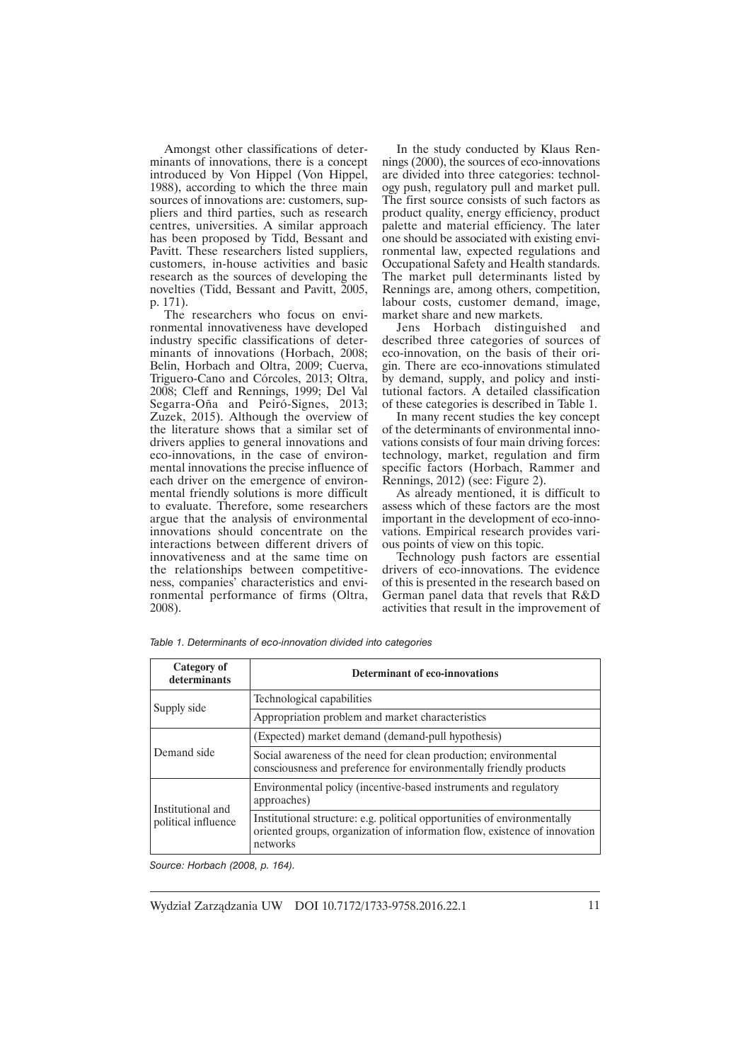Amongst other classifications of determinants of innovations, there is a concept introduced by Von Hippel (Von Hippel, 1988), according to which the three main sources of innovations are: customers, suppliers and third parties, such as research centres, universities. A similar approach has been proposed by Tidd, Bessant and Pavitt. These researchers listed suppliers, customers, in-house activities and basic research as the sources of developing the novelties (Tidd, Bessant and Pavitt, 2005, p. 171).

The researchers who focus on environmental innovativeness have developed industry specific classifications of determinants of innovations (Horbach, 2008; Belin, Horbach and Oltra, 2009; Cuerva, Triguero-Cano and Córcoles, 2013; Oltra, 2008; Cleff and Rennings, 1999; Del Val Segarra-Oña and Peiró-Signes, 2013; Zuzek, 2015). Although the overview of the literature shows that a similar set of drivers applies to general innovations and eco-innovations, in the case of environmental innovations the precise influence of each driver on the emergence of environmental friendly solutions is more difficult to evaluate. Therefore, some researchers argue that the analysis of environmental innovations should concentrate on the interactions between different drivers of innovativeness and at the same time on the relationships between competitiveness, companies' characteristics and environmental performance of firms (Oltra, 2008).

In the study conducted by Klaus Rennings (2000), the sources of eco-innovations are divided into three categories: technology push, regulatory pull and market pull. The first source consists of such factors as product quality, energy efficiency, product palette and material efficiency. The later one should be associated with existing environmental law, expected regulations and Occupational Safety and Health standards. The market pull determinants listed by Rennings are, among others, competition, labour costs, customer demand, image, market share and new markets.

Jens Horbach distinguished and described three categories of sources of eco-innovation, on the basis of their origin. There are eco-innovations stimulated by demand, supply, and policy and institutional factors. A detailed classification of these categories is described in Table 1.

In many recent studies the key concept of the determinants of environmental innovations consists of four main driving forces: technology, market, regulation and firm specific factors (Horbach, Rammer and Rennings, 2012) (see: Figure 2).

As already mentioned, it is difficult to assess which of these factors are the most important in the development of eco-innovations. Empirical research provides various points of view on this topic.

Technology push factors are essential drivers of eco-innovations. The evidence of this is presented in the research based on German panel data that revels that R&D activities that result in the improvement of

*Table 1. Determinants of eco-innovation divided into categories*

| Category of determinants | Determinant of eco-innovations |
|---|---|
| Supply side | Technological capabilities |
| | Appropriation problem and market characteristics |
| Demand side | (Expected) market demand (demand-pull hypothesis) |
| | Social awareness of the need for clean production; environmental consciousness and preference for environmentally friendly products |
| Institutional and political influence | Environmental policy (incentive-based instruments and regulatory approaches) |
| | Institutional structure: e.g. political opportunities of environmentally oriented groups, organization of information flow, existence of innovation networks |

*Source: Horbach (2008, p. 164).*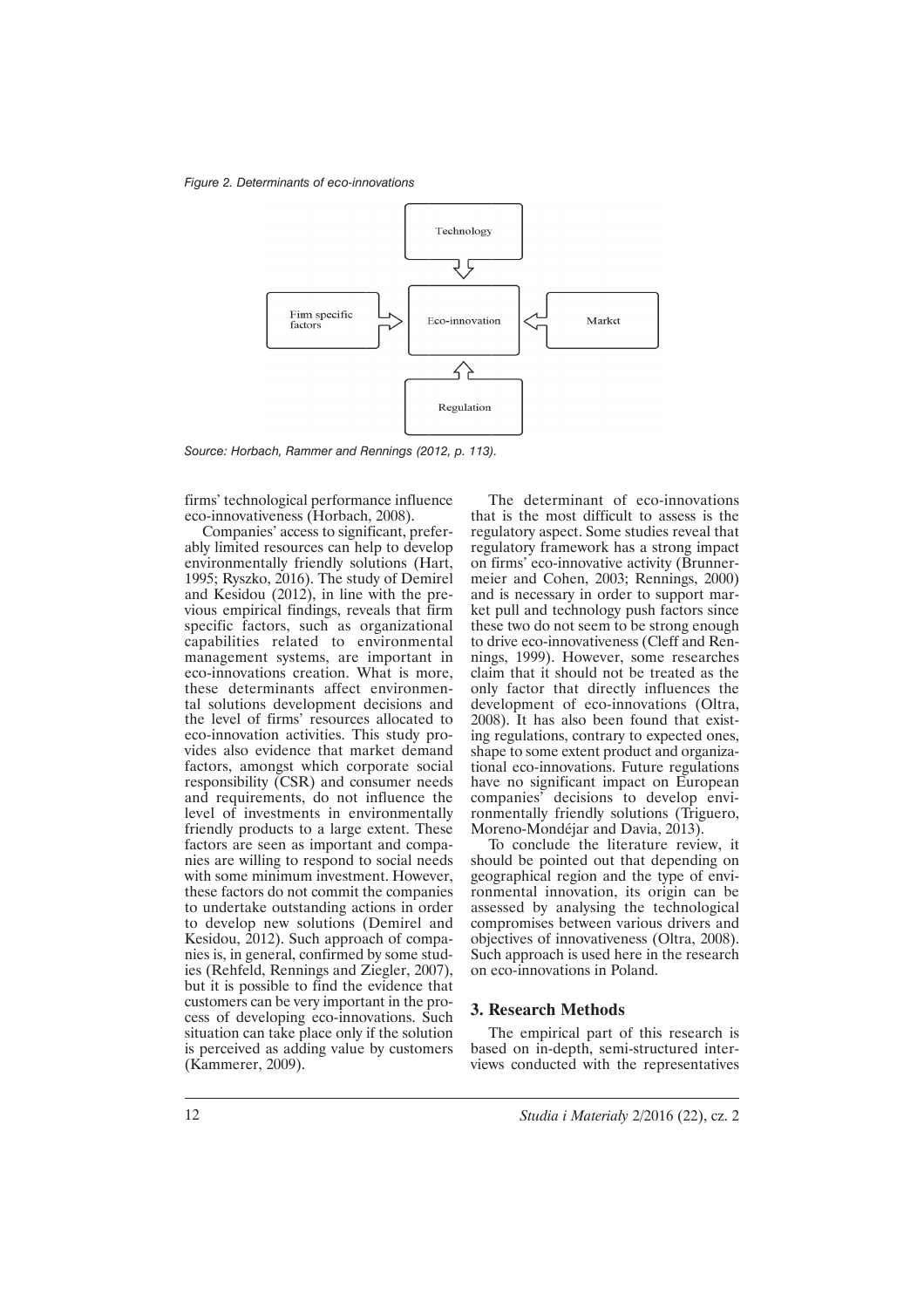*Figure 2. Determinants of eco-innovations*

*Source: Horbach, Rammer and Rennings (2012, p. 113).*

firms' technological performance influence eco-innovativeness (Horbach, 2008).

Companies' access to significant, preferably limited resources can help to develop environmentally friendly solutions (Hart, 1995; Ryszko, 2016). The study of Demirel and Kesidou (2012), in line with the previous empirical findings, reveals that firm specific factors, such as organizational capabilities related to environmental management systems, are important in eco-innovations creation. What is more, these determinants affect environmental solutions development decisions and the level of firms' resources allocated to eco-innovation activities. This study provides also evidence that market demand factors, amongst which corporate social responsibility (CSR) and consumer needs and requirements, do not influence the level of investments in environmentally friendly products to a large extent. These factors are seen as important and companies are willing to respond to social needs with some minimum investment. However, these factors do not commit the companies to undertake outstanding actions in order to develop new solutions (Demirel and Kesidou, 2012). Such approach of companies is, in general, confirmed by some studies (Rehfeld, Rennings and Ziegler, 2007), but it is possible to find the evidence that customers can be very important in the process of developing eco-innovations. Such situation can take place only if the solution is perceived as adding value by customers (Kammerer, 2009).

The determinant of eco-innovations that is the most difficult to assess is the regulatory aspect. Some studies reveal that regulatory framework has a strong impact on firms' eco-innovative activity (Brunnermeier and Cohen, 2003; Rennings, 2000) and is necessary in order to support market pull and technology push factors since these two do not seem to be strong enough to drive eco-innovativeness (Cleff and Rennings, 1999). However, some researches claim that it should not be treated as the only factor that directly influences the development of eco-innovations (Oltra, 2008). It has also been found that existing regulations, contrary to expected ones, shape to some extent product and organizational eco-innovations. Future regulations have no significant impact on European companies' decisions to develop environmentally friendly solutions (Triguero, Moreno-Mondéjar and Davia, 2013).

To conclude the literature review, it should be pointed out that depending on geographical region and the type of environmental innovation, its origin can be assessed by analysing the technological compromises between various drivers and objectives of innovativeness (Oltra, 2008). Such approach is used here in the research on eco-innovations in Poland.

## 3. Research Methods

The empirical part of this research is based on in-depth, semi-structured interviews conducted with the representatives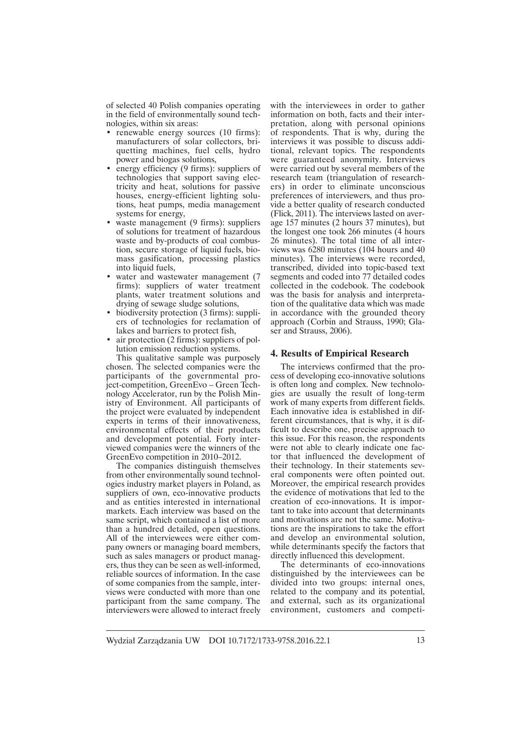of selected 40 Polish companies operating in the field of environmentally sound technologies, within six areas:

- renewable energy sources (10 firms): manufacturers of solar collectors, briquetting machines, fuel cells, hydro power and biogas solutions,
- energy efficiency (9 firms): suppliers of technologies that support saving electricity and heat, solutions for passive houses, energy-efficient lighting solutions, heat pumps, media management systems for energy,
- waste management (9 firms): suppliers of solutions for treatment of hazardous waste and by-products of coal combustion, secure storage of liquid fuels, biomass gasification, processing plastics into liquid fuels,
- water and wastewater management (7 firms): suppliers of water treatment plants, water treatment solutions and drying of sewage sludge solutions,
- biodiversity protection (3 firms): suppliers of technologies for reclamation of lakes and barriers to protect fish,
- air protection (2 firms): suppliers of pollution emission reduction systems.

This qualitative sample was purposely chosen. The selected companies were the participants of the governmental project-competition, GreenEvo – Green Technology Accelerator, run by the Polish Ministry of Environment. All participants of the project were evaluated by independent experts in terms of their innovativeness, environmental effects of their products and development potential. Forty interviewed companies were the winners of the GreenEvo competition in 2010–2012.

The companies distinguish themselves from other environmentally sound technologies industry market players in Poland, as suppliers of own, eco-innovative products and as entities interested in international markets. Each interview was based on the same script, which contained a list of more than a hundred detailed, open questions. All of the interviewees were either company owners or managing board members, such as sales managers or product managers, thus they can be seen as well-informed, reliable sources of information. In the case of some companies from the sample, interviews were conducted with more than one participant from the same company. The interviewers were allowed to interact freely with the interviewees in order to gather information on both, facts and their interpretation, along with personal opinions of respondents. That is why, during the interviews it was possible to discuss additional, relevant topics. The respondents were guaranteed anonymity. Interviews were carried out by several members of the research team (triangulation of researchers) in order to eliminate unconscious preferences of interviewers, and thus provide a better quality of research conducted (Flick, 2011). The interviews lasted on average 157 minutes (2 hours 37 minutes), but the longest one took 266 minutes (4 hours 26 minutes). The total time of all interviews was 6280 minutes (104 hours and 40 minutes). The interviews were recorded, transcribed, divided into topic-based text segments and coded into 77 detailed codes collected in the codebook. The codebook was the basis for analysis and interpretation of the qualitative data which was made in accordance with the grounded theory approach (Corbin and Strauss, 1990; Glaser and Strauss, 2006).

## 4. Results of Empirical Research

The interviews confirmed that the process of developing eco-innovative solutions is often long and complex. New technologies are usually the result of long-term work of many experts from different fields. Each innovative idea is established in different circumstances, that is why, it is difficult to describe one, precise approach to this issue. For this reason, the respondents were not able to clearly indicate one factor that influenced the development of their technology. In their statements several components were often pointed out. Moreover, the empirical research provides the evidence of motivations that led to the creation of eco-innovations. It is important to take into account that determinants and motivations are not the same. Motivations are the inspirations to take the effort and develop an environmental solution, while determinants specify the factors that directly influenced this development.

The determinants of eco-innovations distinguished by the interviewees can be divided into two groups: internal ones, related to the company and its potential, and external, such as its organizational environment, customers and competi-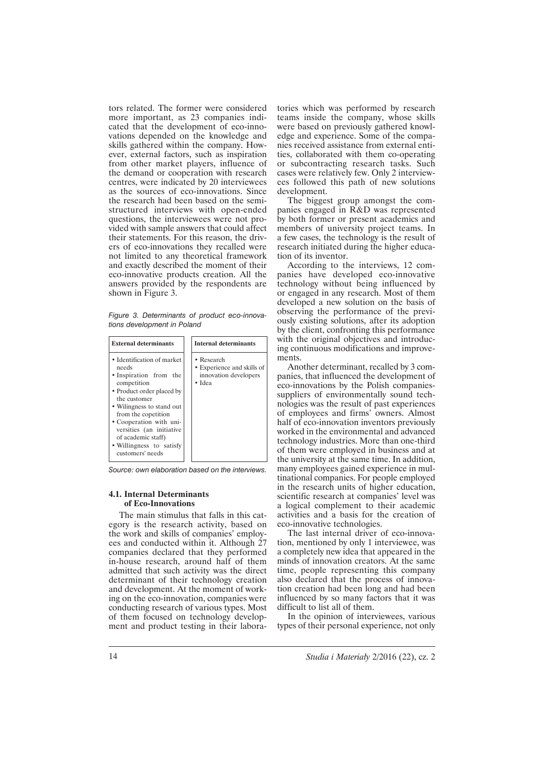tors related. The former were considered more important, as 23 companies indicated that the development of eco-innovations depended on the knowledge and skills gathered within the company. However, external factors, such as inspiration from other market players, influence of the demand or cooperation with research centres, were indicated by 20 interviewees as the sources of eco-innovations. Since the research had been based on the semi-structured interviews with open-ended questions, the interviewees were not provided with sample answers that could affect their statements. For this reason, the drivers of eco-innovations they recalled were not limited to any theoretical framework and exactly described the moment of their eco-innovative products creation. All the answers provided by the respondents are shown in Figure 3.

*Figure 3. Determinants of product eco-innovations development in Poland*

| External determinants | Internal determinants |
| --- | --- |
| • Identification of market needs<br>• Inspiration from the competition<br>• Product order placed by the customer<br>• Wilingness to stand out from the copetition<br>• Cooperation with universities (an initiative of academic staff)<br>• Willingness to satisfy customers' needs | • Research<br>• Experience and skills of innovation developers<br>• Idea |

*Source: own elaboration based on the interviews.*

### 4.1. Internal Determinants of Eco-Innovations

The main stimulus that falls in this category is the research activity, based on the work and skills of companies' employees and conducted within it. Although 27 companies declared that they performed in-house research, around half of them admitted that such activity was the direct determinant of their technology creation and development. At the moment of working on the eco-innovation, companies were conducting research of various types. Most of them focused on technology development and product testing in their laboratories which was performed by research teams inside the company, whose skills were based on previously gathered knowledge and experience. Some of the companies received assistance from external entities, collaborated with them co-operating or subcontracting research tasks. Such cases were relatively few. Only 2 interviewees followed this path of new solutions development.

The biggest group amongst the companies engaged in R&D was represented by both former or present academics and members of university project teams. In a few cases, the technology is the result of research initiated during the higher education of its inventor.

According to the interviews, 12 companies have developed eco-innovative technology without being influenced by or engaged in any research. Most of them developed a new solution on the basis of observing the performance of the previously existing solutions, after its adoption by the client, confronting this performance with the original objectives and introducing continuous modifications and improvements.

Another determinant, recalled by 3 companies, that influenced the development of eco-innovations by the Polish companies-suppliers of environmentally sound technologies was the result of past experiences of employees and firms' owners. Almost half of eco-innovation inventors previously worked in the environmental and advanced technology industries. More than one-third of them were employed in business and at the university at the same time. In addition, many employees gained experience in multinational companies. For people employed in the research units of higher education, scientific research at companies' level was a logical complement to their academic activities and a basis for the creation of eco-innovative technologies.

The last internal driver of eco-innovation, mentioned by only 1 interviewee, was a completely new idea that appeared in the minds of innovation creators. At the same time, people representing this company also declared that the process of innovation creation had been long and had been influenced by so many factors that it was difficult to list all of them.

In the opinion of interviewees, various types of their personal experience, not only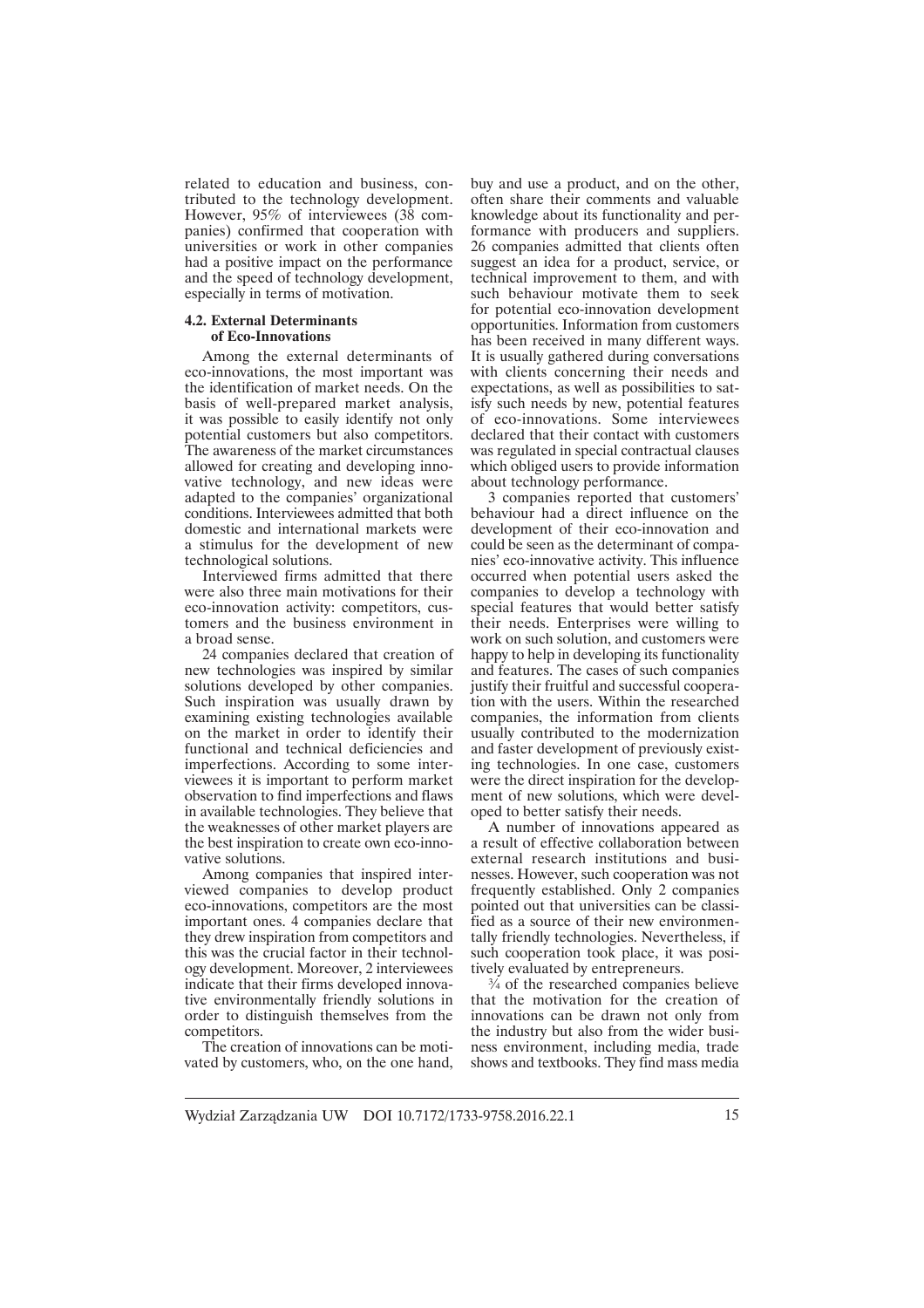related to education and business, contributed to the technology development. However, 95% of interviewees (38 companies) confirmed that cooperation with universities or work in other companies had a positive impact on the performance and the speed of technology development, especially in terms of motivation.

### 4.2. External Determinants of Eco-Innovations

Among the external determinants of eco-innovations, the most important was the identification of market needs. On the basis of well-prepared market analysis, it was possible to easily identify not only potential customers but also competitors. The awareness of the market circumstances allowed for creating and developing innovative technology, and new ideas were adapted to the companies' organizational conditions. Interviewees admitted that both domestic and international markets were a stimulus for the development of new technological solutions.

Interviewed firms admitted that there were also three main motivations for their eco-innovation activity: competitors, customers and the business environment in a broad sense.

24 companies declared that creation of new technologies was inspired by similar solutions developed by other companies. Such inspiration was usually drawn by examining existing technologies available on the market in order to identify their functional and technical deficiencies and imperfections. According to some interviewees it is important to perform market observation to find imperfections and flaws in available technologies. They believe that the weaknesses of other market players are the best inspiration to create own eco-innovative solutions.

Among companies that inspired interviewed companies to develop product eco-innovations, competitors are the most important ones. 4 companies declare that they drew inspiration from competitors and this was the crucial factor in their technology development. Moreover, 2 interviewees indicate that their firms developed innovative environmentally friendly solutions in order to distinguish themselves from the competitors.

The creation of innovations can be motivated by customers, who, on the one hand, buy and use a product, and on the other, often share their comments and valuable knowledge about its functionality and performance with producers and suppliers. 26 companies admitted that clients often suggest an idea for a product, service, or technical improvement to them, and with such behaviour motivate them to seek for potential eco-innovation development opportunities. Information from customers has been received in many different ways. It is usually gathered during conversations with clients concerning their needs and expectations, as well as possibilities to satisfy such needs by new, potential features of eco-innovations. Some interviewees declared that their contact with customers was regulated in special contractual clauses which obliged users to provide information about technology performance.

3 companies reported that customers' behaviour had a direct influence on the development of their eco-innovation and could be seen as the determinant of companies' eco-innovative activity. This influence occurred when potential users asked the companies to develop a technology with special features that would better satisfy their needs. Enterprises were willing to work on such solution, and customers were happy to help in developing its functionality and features. The cases of such companies justify their fruitful and successful cooperation with the users. Within the researched companies, the information from clients usually contributed to the modernization and faster development of previously existing technologies. In one case, customers were the direct inspiration for the development of new solutions, which were developed to better satisfy their needs.

A number of innovations appeared as a result of effective collaboration between external research institutions and businesses. However, such cooperation was not frequently established. Only 2 companies pointed out that universities can be classified as a source of their new environmentally friendly technologies. Nevertheless, if such cooperation took place, it was positively evaluated by entrepreneurs.

¾ of the researched companies believe that the motivation for the creation of innovations can be drawn not only from the industry but also from the wider business environment, including media, trade shows and textbooks. They find mass media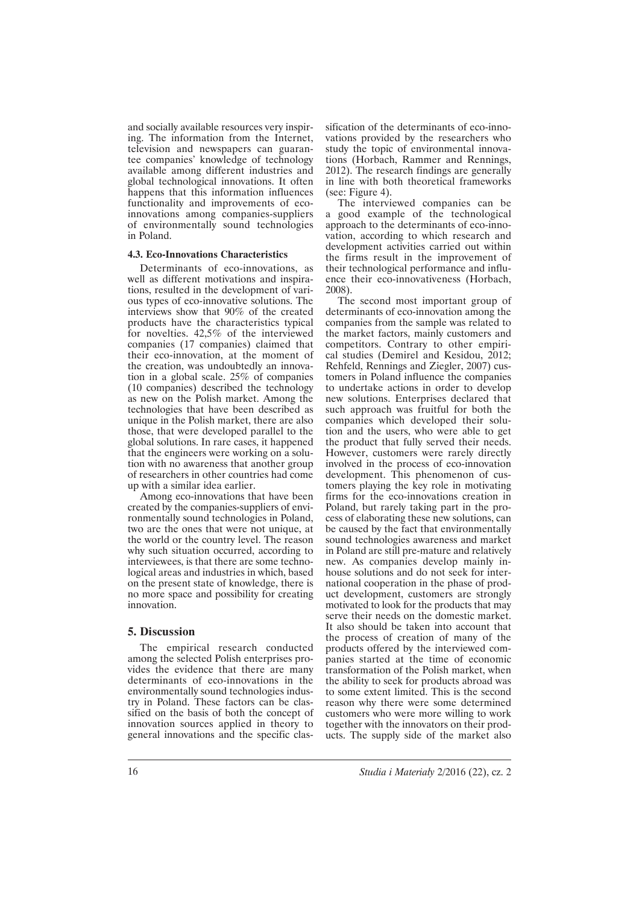and socially available resources very inspiring. The information from the Internet, television and newspapers can guarantee companies' knowledge of technology available among different industries and global technological innovations. It often happens that this information influences functionality and improvements of eco-innovations among companies-suppliers of environmentally sound technologies in Poland.

### 4.3. Eco-Innovations Characteristics

Determinants of eco-innovations, as well as different motivations and inspirations, resulted in the development of various types of eco-innovative solutions. The interviews show that 90% of the created products have the characteristics typical for novelties. 42,5% of the interviewed companies (17 companies) claimed that their eco-innovation, at the moment of the creation, was undoubtedly an innovation in a global scale. 25% of companies (10 companies) described the technology as new on the Polish market. Among the technologies that have been described as unique in the Polish market, there are also those, that were developed parallel to the global solutions. In rare cases, it happened that the engineers were working on a solution with no awareness that another group of researchers in other countries had come up with a similar idea earlier.

Among eco-innovations that have been created by the companies-suppliers of environmentally sound technologies in Poland, two are the ones that were not unique, at the world or the country level. The reason why such situation occurred, according to interviewees, is that there are some technological areas and industries in which, based on the present state of knowledge, there is no more space and possibility for creating innovation.

## 5. Discussion

The empirical research conducted among the selected Polish enterprises provides the evidence that there are many determinants of eco-innovations in the environmentally sound technologies industry in Poland. These factors can be classified on the basis of both the concept of innovation sources applied in theory to general innovations and the specific classification of the determinants of eco-innovations provided by the researchers who study the topic of environmental innovations (Horbach, Rammer and Rennings, 2012). The research findings are generally in line with both theoretical frameworks (see: Figure 4).

The interviewed companies can be a good example of the technological approach to the determinants of eco-innovation, according to which research and development activities carried out within the firms result in the improvement of their technological performance and influence their eco-innovativeness (Horbach, 2008).

The second most important group of determinants of eco-innovation among the companies from the sample was related to the market factors, mainly customers and competitors. Contrary to other empirical studies (Demirel and Kesidou, 2012; Rehfeld, Rennings and Ziegler, 2007) customers in Poland influence the companies to undertake actions in order to develop new solutions. Enterprises declared that such approach was fruitful for both the companies which developed their solution and the users, who were able to get the product that fully served their needs. However, customers were rarely directly involved in the process of eco-innovation development. This phenomenon of customers playing the key role in motivating firms for the eco-innovations creation in Poland, but rarely taking part in the process of elaborating these new solutions, can be caused by the fact that environmentally sound technologies awareness and market in Poland are still pre-mature and relatively new. As companies develop mainly in-house solutions and do not seek for international cooperation in the phase of product development, customers are strongly motivated to look for the products that may serve their needs on the domestic market. It also should be taken into account that the process of creation of many of the products offered by the interviewed companies started at the time of economic transformation of the Polish market, when the ability to seek for products abroad was to some extent limited. This is the second reason why there were some determined customers who were more willing to work together with the innovators on their products. The supply side of the market also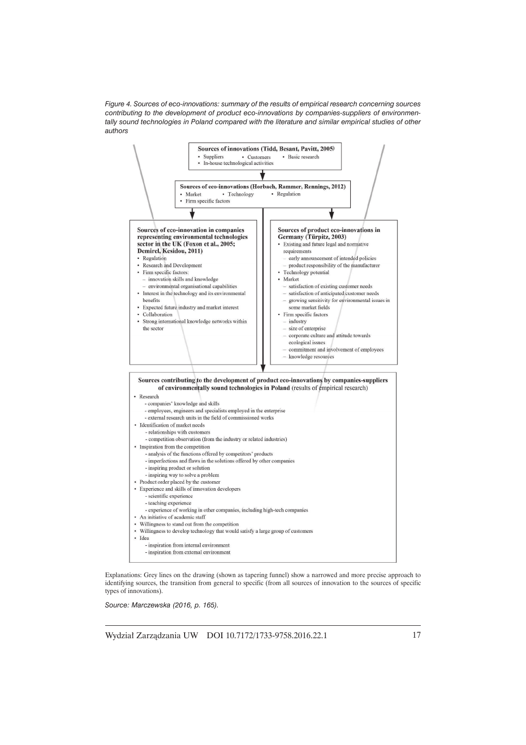*Figure 4. Sources of eco-innovations: summary of the results of empirical research concerning sources contributing to the development of product eco-innovations by companies-suppliers of environmentally sound technologies in Poland compared with the literature and similar empirical studies of other authors*

**Sources of innovations (Tidd, Besant, Pavitt, 2005)**
- Suppliers
- Customers
- Basic research
- In-house technological activities

**Sources of eco-innovations (Horbach, Rammer, Rennings, 2012)**
- Market
- Technology
- Regulation
- Firm specific factors

**Sources of eco-innovation in companies representing environmental technologies sector in the UK (Foxon et al., 2005; Demirel, Kesidou, 2011)**
- Regulation
- Research and Development
- Firm specific factors:
  - innovation skills and knowledge
  - environmental organisational capabilities
- Interest in the technology and its environmental benefits
- Expected future industry and market interest
- Collaboration
- Strong international knowledge networks within the sector

**Sources of product eco-innovations in Germany (Türpitz, 2003)**
- Existing and future legal and normative requirements
  - early announcement of intended policies
  - product responsibility of the manufacturer
- Technology potential
- Market
  - satisfaction of existing customer needs
  - satisfaction of anticipated customer needs
  - growing sensitivity for environmental issues in some market fields
- Firm specific factors
  - industry
  - size of enterprise
  - corporate culture and attitude towards ecological issues
  - commitment and involvement of employees
  - knowledge resources

**Sources contributing to the development of product eco-innovations by companies-suppliers of environmentally sound technologies in Poland** (results of empirical research)
- Research
  - companies' knowledge and skills
  - employees, engineers and specialists employed in the enterprise
  - external research units in the field of commissioned works
- Identification of market needs
  - relationships with customers
  - competition observation (from the industry or related industries)
- Inspiration from the competition
  - analysis of the functions offered by competitors' products
  - imperfections and flaws in the solutions offered by other companies
  - inspiring product or solution
  - inspiring way to solve a problem
- Product order placed by the customer
- Experience and skills of innovation developers
  - scientific experience
  - teaching experience
  - experience of working in other companies, including high-tech companies
- An initiative of academic staff
- Willingness to stand out from the competition
- Willingness to develop technology that would satisfy a large group of customers
- Idea
  - inspiration from internal environment
  - inspiration from external environment

Explanations: Grey lines on the drawing (shown as tapering funnel) show a narrowed and more precise approach to identifying sources, the transition from general to specific (from all sources of innovation to the sources of specific types of innovations).

*Source: Marczewska (2016, p. 165).*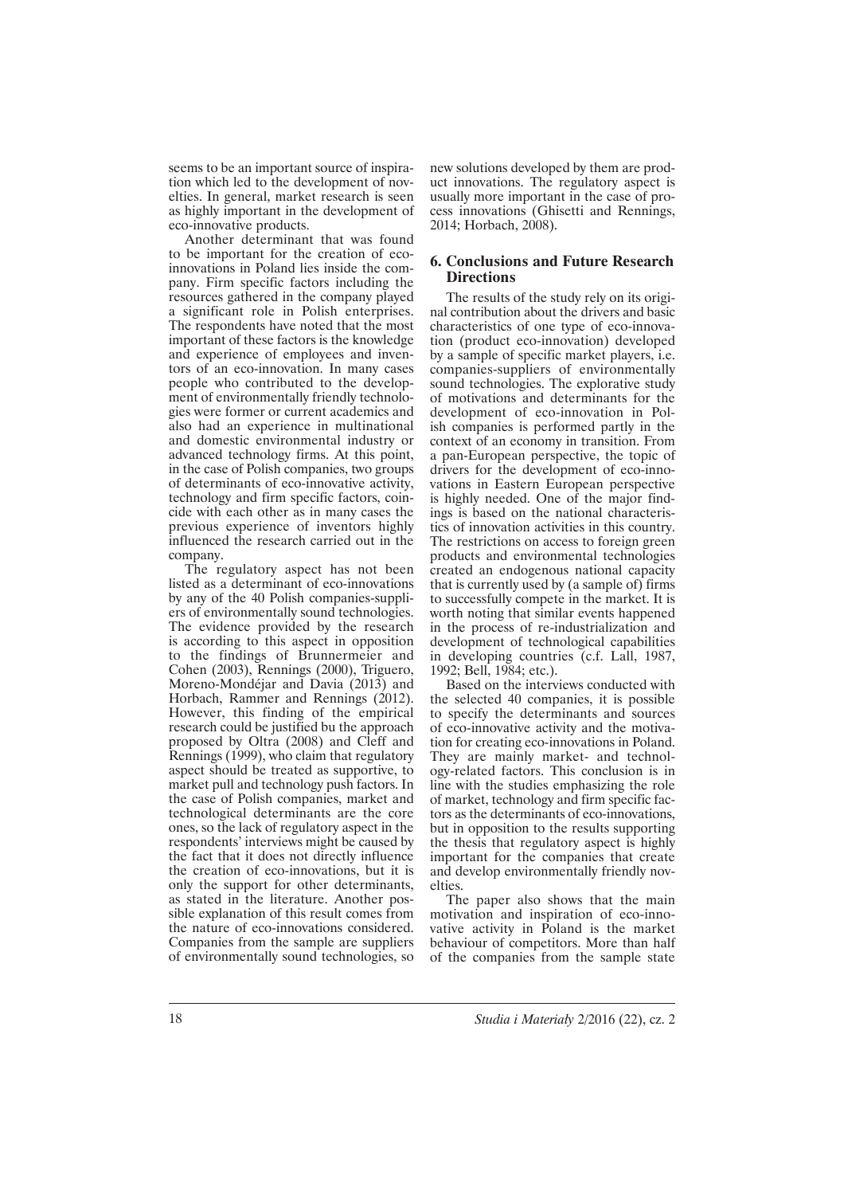seems to be an important source of inspiration which led to the development of novelties. In general, market research is seen as highly important in the development of eco-innovative products.

Another determinant that was found to be important for the creation of eco-innovations in Poland lies inside the company. Firm specific factors including the resources gathered in the company played a significant role in Polish enterprises. The respondents have noted that the most important of these factors is the knowledge and experience of employees and inventors of an eco-innovation. In many cases people who contributed to the development of environmentally friendly technologies were former or current academics and also had an experience in multinational and domestic environmental industry or advanced technology firms. At this point, in the case of Polish companies, two groups of determinants of eco-innovative activity, technology and firm specific factors, coincide with each other as in many cases the previous experience of inventors highly influenced the research carried out in the company.

The regulatory aspect has not been listed as a determinant of eco-innovations by any of the 40 Polish companies-suppliers of environmentally sound technologies. The evidence provided by the research is according to this aspect in opposition to the findings of Brunnermeier and Cohen (2003), Rennings (2000), Triguero, Moreno-Mondéjar and Davia (2013) and Horbach, Rammer and Rennings (2012). However, this finding of the empirical research could be justified bu the approach proposed by Oltra (2008) and Cleff and Rennings (1999), who claim that regulatory aspect should be treated as supportive, to market pull and technology push factors. In the case of Polish companies, market and technological determinants are the core ones, so the lack of regulatory aspect in the respondents' interviews might be caused by the fact that it does not directly influence the creation of eco-innovations, but it is only the support for other determinants, as stated in the literature. Another possible explanation of this result comes from the nature of eco-innovations considered. Companies from the sample are suppliers of environmentally sound technologies, so new solutions developed by them are product innovations. The regulatory aspect is usually more important in the case of process innovations (Ghisetti and Rennings, 2014; Horbach, 2008).

## 6. Conclusions and Future Research Directions

The results of the study rely on its original contribution about the drivers and basic characteristics of one type of eco-innovation (product eco-innovation) developed by a sample of specific market players, i.e. companies-suppliers of environmentally sound technologies. The explorative study of motivations and determinants for the development of eco-innovation in Polish companies is performed partly in the context of an economy in transition. From a pan-European perspective, the topic of drivers for the development of eco-innovations in Eastern European perspective is highly needed. One of the major findings is based on the national characteristics of innovation activities in this country. The restrictions on access to foreign green products and environmental technologies created an endogenous national capacity that is currently used by (a sample of) firms to successfully compete in the market. It is worth noting that similar events happened in the process of re-industrialization and development of technological capabilities in developing countries (c.f. Lall, 1987, 1992; Bell, 1984; etc.).

Based on the interviews conducted with the selected 40 companies, it is possible to specify the determinants and sources of eco-innovative activity and the motivation for creating eco-innovations in Poland. They are mainly market- and technology-related factors. This conclusion is in line with the studies emphasizing the role of market, technology and firm specific factors as the determinants of eco-innovations, but in opposition to the results supporting the thesis that regulatory aspect is highly important for the companies that create and develop environmentally friendly novelties.

The paper also shows that the main motivation and inspiration of eco-innovative activity in Poland is the market behaviour of competitors. More than half of the companies from the sample state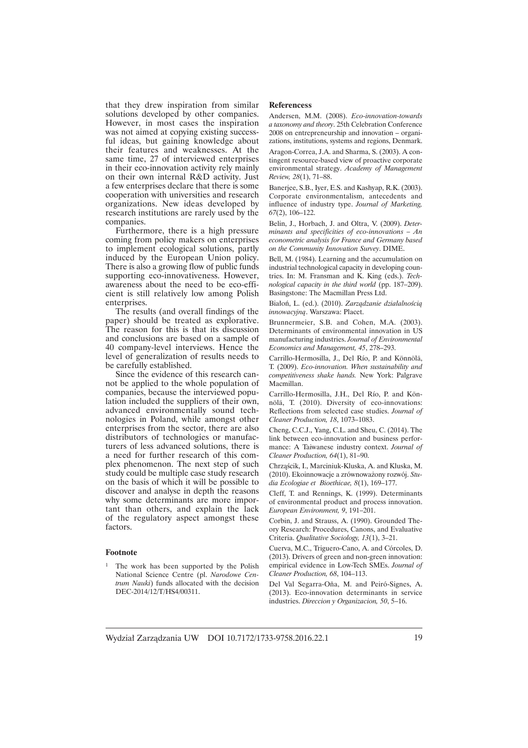that they drew inspiration from similar solutions developed by other companies. However, in most cases the inspiration was not aimed at copying existing successful ideas, but gaining knowledge about their features and weaknesses. At the same time, 27 of interviewed enterprises in their eco-innovation activity rely mainly on their own internal R&D activity. Just a few enterprises declare that there is some cooperation with universities and research organizations. New ideas developed by research institutions are rarely used by the companies.

Furthermore, there is a high pressure coming from policy makers on enterprises to implement ecological solutions, partly induced by the European Union policy. There is also a growing flow of public funds supporting eco-innovativeness. However, awareness about the need to be eco-efficient is still relatively low among Polish enterprises.

The results (and overall findings of the paper) should be treated as explorative. The reason for this is that its discussion and conclusions are based on a sample of 40 company-level interviews. Hence the level of generalization of results needs to be carefully established.

Since the evidence of this research cannot be applied to the whole population of companies, because the interviewed population included the suppliers of their own, advanced environmentally sound technologies in Poland, while amongst other enterprises from the sector, there are also distributors of technologies or manufacturers of less advanced solutions, there is a need for further research of this complex phenomenon. The next step of such study could be multiple case study research on the basis of which it will be possible to discover and analyse in depth the reasons why some determinants are more important than others, and explain the lack of the regulatory aspect amongst these factors.

## Footnote

[1] The work has been supported by the Polish National Science Centre (pl. *Narodowe Centrum Nauki*) funds allocated with the decision DEC-2014/12/T/HS4/00311.

## Referencess

Andersen, M.M. (2008). *Eco-innovation-towards a taxonomy and theory*. 25th Celebration Conference 2008 on entrepreneurship and innovation – organizations, institutions, systems and regions, Denmark.

Aragon-Correa, J.A. and Sharma, S. (2003). A contingent resource-based view of proactive corporate environmental strategy. *Academy of Management Review, 28*(1), 71–88.

Banerjee, S.B., Iyer, E.S. and Kashyap, R.K. (2003). Corporate environmentalism, antecedents and influence of industry type. *Journal of Marketing, 67*(2), 106–122.

Belin, J., Horbach, J. and Oltra, V. (2009). *Determinants and specificities of eco-innovations – An econometric analysis for France and Germany based on the Community Innovation Survey*. DIME.

Bell, M. (1984). Learning and the accumulation on industrial technological capacity in developing countries. In: M. Fransman and K. King (eds.). *Technological capacity in the third world* (pp. 187–209). Basingstone: The Macmillan Press Ltd.

Białoń, L. (ed.). (2010). *Zarządzanie działalnością innowacyjną*. Warszawa: Placet.

Brunnermeier, S.B. and Cohen, M.A. (2003). Determinants of environmental innovation in US manufacturing industries. *Journal of Environmental Economics and Management, 45*, 278–293.

Carrillo-Hermosilla, J., Del Río, P. and Könnölä, T. (2009). *Eco-innovation. When sustainability and competitiveness shake hands.* New York: Palgrave Macmillan.

Carrillo-Hermosilla, J.H., Del Río, P. and Könnölä, T. (2010). Diversity of eco-innovations: Reflections from selected case studies. *Journal of Cleaner Production, 18*, 1073–1083.

Cheng, C.C.J., Yang, C.L. and Sheu, C. (2014). The link between eco-innovation and business performance: A Taiwanese industry context. *Journal of Cleaner Production, 64*(1), 81–90.

Chrząścik, I., Marciniuk-Kluska, A. and Kluska, M. (2010). Ekoinnowacje a zrównoważony rozwój. *Studia Ecologiae et Bioethicae, 8*(1), 169–177.

Cleff, T. and Rennings, K. (1999). Determinants of environmental product and process innovation. *European Environment, 9*, 191–201.

Corbin, J. and Strauss, A. (1990). Grounded Theory Research: Procedures, Canons, and Evaluative Criteria. *Qualitative Sociology, 13*(1), 3–21.

Cuerva, M.C., Triguero-Cano, A. and Córcoles, D. (2013). Drivers of green and non-green innovation: empirical evidence in Low-Tech SMEs. *Journal of Cleaner Production, 68*, 104–113.

Del Val Segarra-Oña, M. and Peiró-Signes, A. (2013). Eco-innovation determinants in service industries. *Direccion y Organizacion, 50*, 5–16.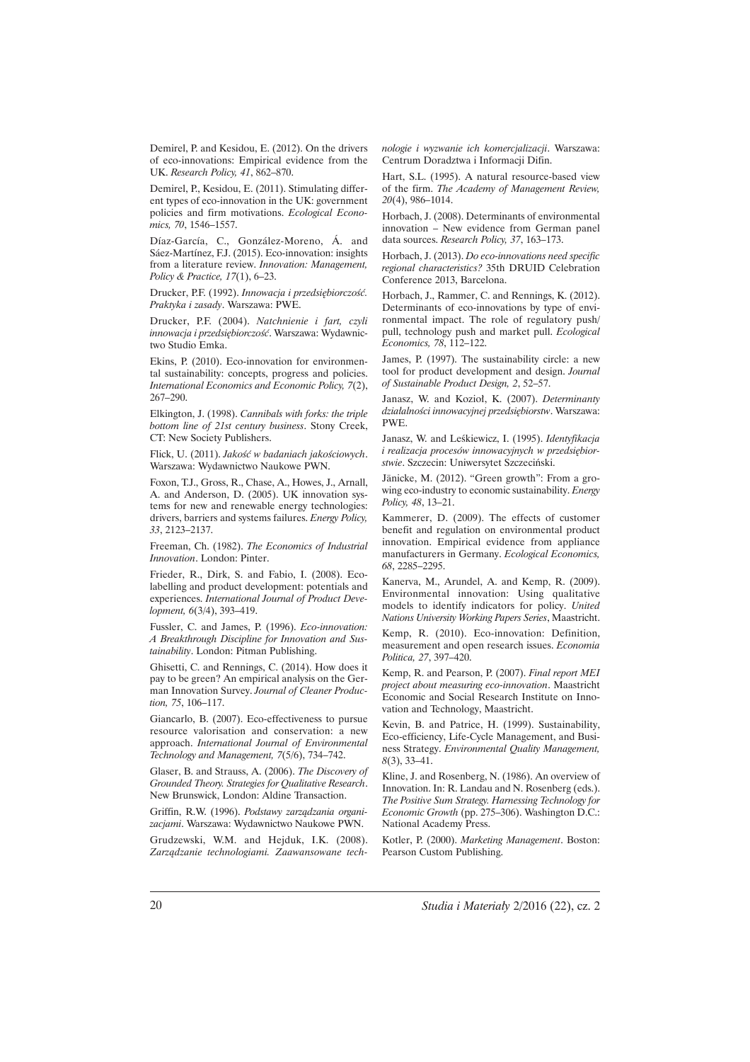Demirel, P. and Kesidou, E. (2012). On the drivers of eco-innovations: Empirical evidence from the UK. *Research Policy, 41*, 862–870.

Demirel, P., Kesidou, E. (2011). Stimulating different types of eco-innovation in the UK: government policies and firm motivations. *Ecological Economics, 70*, 1546–1557.

Díaz-García, C., González-Moreno, Á. and Sáez-Martínez, F.J. (2015). Eco-innovation: insights from a literature review. *Innovation: Management, Policy & Practice, 17*(1), 6–23.

Drucker, P.F. (1992). *Innowacja i przedsiębiorczość. Praktyka i zasady*. Warszawa: PWE.

Drucker, P.F. (2004). *Natchnienie i fart, czyli innowacja i przedsiębiorczość*. Warszawa: Wydawnictwo Studio Emka.

Ekins, P. (2010). Eco-innovation for environmental sustainability: concepts, progress and policies. *International Economics and Economic Policy, 7*(2), 267–290.

Elkington, J. (1998). *Cannibals with forks: the triple bottom line of 21st century business*. Stony Creek, CT: New Society Publishers.

Flick, U. (2011). *Jakość w badaniach jakościowych*. Warszawa: Wydawnictwo Naukowe PWN.

Foxon, T.J., Gross, R., Chase, A., Howes, J., Arnall, A. and Anderson, D. (2005). UK innovation systems for new and renewable energy technologies: drivers, barriers and systems failures. *Energy Policy, 33*, 2123–2137.

Freeman, Ch. (1982). *The Economics of Industrial Innovation*. London: Pinter.

Frieder, R., Dirk, S. and Fabio, I. (2008). Eco-labelling and product development: potentials and experiences. *International Journal of Product Development, 6*(3/4), 393–419.

Fussler, C. and James, P. (1996). *Eco-innovation: A Breakthrough Discipline for Innovation and Sustainability*. London: Pitman Publishing.

Ghisetti, C. and Rennings, C. (2014). How does it pay to be green? An empirical analysis on the German Innovation Survey. *Journal of Cleaner Production, 75*, 106–117.

Giancarlo, B. (2007). Eco-effectiveness to pursue resource valorisation and conservation: a new approach. *International Journal of Environmental Technology and Management, 7*(5/6), 734–742.

Glaser, B. and Strauss, A. (2006). *The Discovery of Grounded Theory. Strategies for Qualitative Research*. New Brunswick, London: Aldine Transaction.

Griffin, R.W. (1996). *Podstawy zarządzania organizacjami*. Warszawa: Wydawnictwo Naukowe PWN.

Grudzewski, W.M. and Hejduk, I.K. (2008). *Zarządzanie technologiami. Zaawansowane technologie i wyzwanie ich komercjalizacji*. Warszawa: Centrum Doradztwa i Informacji Difin.

Hart, S.L. (1995). A natural resource-based view of the firm. *The Academy of Management Review, 20*(4), 986–1014.

Horbach, J. (2008). Determinants of environmental innovation – New evidence from German panel data sources. *Research Policy, 37*, 163–173.

Horbach, J. (2013). *Do eco-innovations need specific regional characteristics?* 35th DRUID Celebration Conference 2013, Barcelona.

Horbach, J., Rammer, C. and Rennings, K. (2012). Determinants of eco-innovations by type of environmental impact. The role of regulatory push/pull, technology push and market pull. *Ecological Economics, 78*, 112–122.

James, P. (1997). The sustainability circle: a new tool for product development and design. *Journal of Sustainable Product Design, 2*, 52–57.

Janasz, W. and Kozioł, K. (2007). *Determinanty działalności innowacyjnej przedsiębiorstw*. Warszawa: PWE.

Janasz, W. and Leśkiewicz, I. (1995). *Identyfikacja i realizacja procesów innowacyjnych w przedsiębiorstwie*. Szczecin: Uniwersytet Szczeciński.

Jänicke, M. (2012). "Green growth": From a growing eco-industry to economic sustainability. *Energy Policy, 48*, 13–21.

Kammerer, D. (2009). The effects of customer benefit and regulation on environmental product innovation. Empirical evidence from appliance manufacturers in Germany. *Ecological Economics, 68*, 2285–2295.

Kanerva, M., Arundel, A. and Kemp, R. (2009). Environmental innovation: Using qualitative models to identify indicators for policy. *United Nations University Working Papers Series*, Maastricht.

Kemp, R. (2010). Eco-innovation: Definition, measurement and open research issues. *Economia Politica, 27*, 397–420.

Kemp, R. and Pearson, P. (2007). *Final report MEI project about measuring eco-innovation*. Maastricht Economic and Social Research Institute on Innovation and Technology, Maastricht.

Kevin, B. and Patrice, H. (1999). Sustainability, Eco-efficiency, Life-Cycle Management, and Business Strategy. *Environmental Quality Management, 8*(3), 33–41.

Kline, J. and Rosenberg, N. (1986). An overview of Innovation. In: R. Landau and N. Rosenberg (eds.). *The Positive Sum Strategy. Harnessing Technology for Economic Growth* (pp. 275–306). Washington D.C.: National Academy Press.

Kotler, P. (2000). *Marketing Management*. Boston: Pearson Custom Publishing.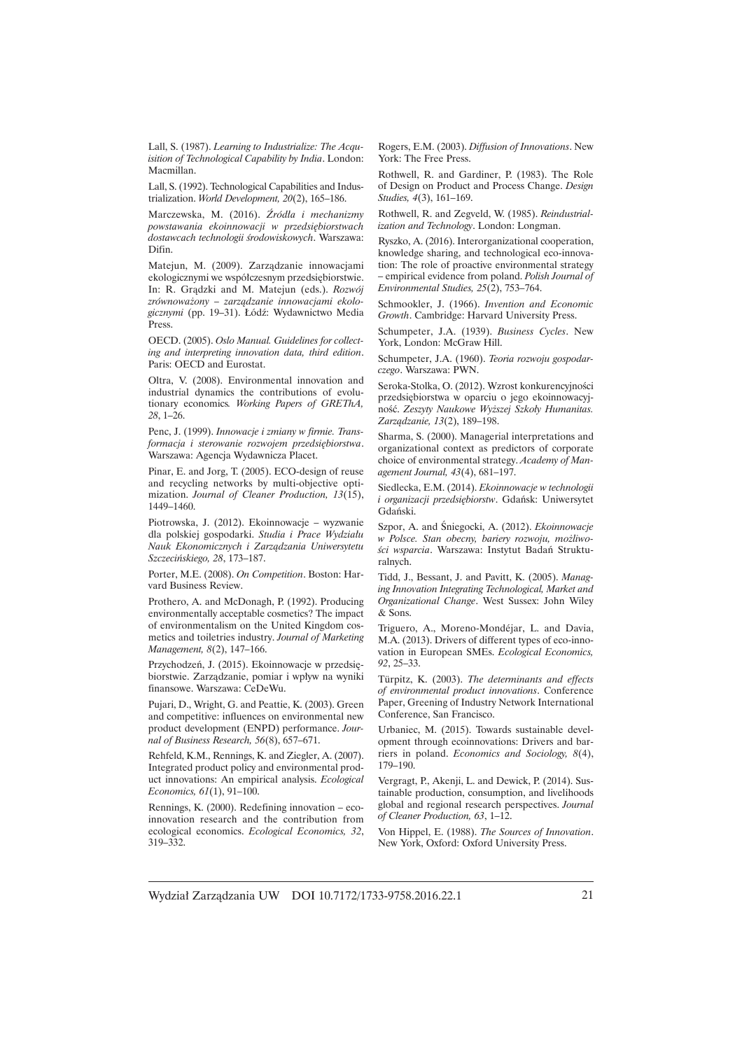Lall, S. (1987). *Learning to Industrialize: The Acquisition of Technological Capability by India*. London: Macmillan.

Lall, S. (1992). Technological Capabilities and Industrialization. *World Development, 20*(2), 165–186.

Marczewska, M. (2016). *Źródła i mechanizmy powstawania ekoinnowacji w przedsiębiorstwach dostawcach technologii środowiskowych*. Warszawa: Difin.

Matejun, M. (2009). Zarządzanie innowacjami ekologicznymi we współczesnym przedsiębiorstwie. In: R. Grądzki and M. Matejun (eds.). *Rozwój zrównoważony – zarządzanie innowacjami ekologicznymi* (pp. 19–31). Łódź: Wydawnictwo Media Press.

OECD. (2005). *Oslo Manual. Guidelines for collecting and interpreting innovation data, third edition*. Paris: OECD and Eurostat.

Oltra, V. (2008). Environmental innovation and industrial dynamics the contributions of evolutionary economics*. Working Papers of GREThA, 28*, 1–26.

Penc, J. (1999). *Innowacje i zmiany w firmie. Transformacja i sterowanie rozwojem przedsiębiorstwa*. Warszawa: Agencja Wydawnicza Placet.

Pinar, E. and Jorg, T. (2005). ECO-design of reuse and recycling networks by multi-objective optimization. *Journal of Cleaner Production, 13*(15), 1449–1460.

Piotrowska, J. (2012). Ekoinnowacje – wyzwanie dla polskiej gospodarki. *Studia i Prace Wydziału Nauk Ekonomicznych i Zarządzania Uniwersytetu Szczecińskiego, 28*, 173–187.

Porter, M.E. (2008). *On Competition*. Boston: Harvard Business Review.

Prothero, A. and McDonagh, P. (1992). Producing environmentally acceptable cosmetics? The impact of environmentalism on the United Kingdom cosmetics and toiletries industry. *Journal of Marketing Management, 8*(2), 147–166.

Przychodzeń, J. (2015). Ekoinnowacje w przedsiębiorstwie. Zarządzanie, pomiar i wpływ na wyniki finansowe. Warszawa: CeDeWu.

Pujari, D., Wright, G. and Peattie, K. (2003). Green and competitive: influences on environmental new product development (ENPD) performance. *Journal of Business Research, 56*(8), 657–671.

Rehfeld, K.M., Rennings, K. and Ziegler, A. (2007). Integrated product policy and environmental product innovations: An empirical analysis. *Ecological Economics, 61*(1), 91–100.

Rennings, K. (2000). Redefining innovation – eco-innovation research and the contribution from ecological economics. *Ecological Economics, 32*, 319–332.

Rogers, E.M. (2003). *Diffusion of Innovations*. New York: The Free Press.

Rothwell, R. and Gardiner, P. (1983). The Role of Design on Product and Process Change. *Design Studies, 4*(3), 161–169.

Rothwell, R. and Zegveld, W. (1985). *Reindustrialization and Technology*. London: Longman.

Ryszko, A. (2016). Interorganizational cooperation, knowledge sharing, and technological eco-innovation: The role of proactive environmental strategy – empirical evidence from poland. *Polish Journal of Environmental Studies, 25*(2), 753–764.

Schmookler, J. (1966). *Invention and Economic Growth*. Cambridge: Harvard University Press.

Schumpeter, J.A. (1939). *Business Cycles*. New York, London: McGraw Hill.

Schumpeter, J.A. (1960). *Teoria rozwoju gospodarczego*. Warszawa: PWN.

Seroka-Stolka, O. (2012). Wzrost konkurencyjności przedsiębiorstwa w oparciu o jego ekoinnowacyjność. *Zeszyty Naukowe Wyższej Szkoły Humanitas. Zarządzanie, 13*(2), 189–198.

Sharma, S. (2000). Managerial interpretations and organizational context as predictors of corporate choice of environmental strategy. *Academy of Management Journal, 43*(4), 681–197.

Siedlecka, E.M. (2014). *Ekoinnowacje w technologii i organizacji przedsiębiorstw*. Gdańsk: Uniwersytet Gdański.

Szpor, A. and Śniegocki, A. (2012). *Ekoinnowacje w Polsce. Stan obecny, bariery rozwoju, możliwości wsparcia*. Warszawa: Instytut Badań Strukturalnych.

Tidd, J., Bessant, J. and Pavitt, K. (2005). *Managing Innovation Integrating Technological, Market and Organizational Change*. West Sussex: John Wiley & Sons.

Triguero, A., Moreno-Mondéjar, L. and Davia, M.A. (2013). Drivers of different types of eco-innovation in European SMEs. *Ecological Economics, 92*, 25–33.

Türpitz, K. (2003). *The determinants and effects of environmental product innovations*. Conference Paper, Greening of Industry Network International Conference, San Francisco.

Urbaniec, M. (2015). Towards sustainable development through ecoinnovations: Drivers and barriers in poland. *Economics and Sociology, 8*(4), 179–190.

Vergragt, P., Akenji, L. and Dewick, P. (2014). Sustainable production, consumption, and livelihoods global and regional research perspectives. *Journal of Cleaner Production, 63*, 1–12.

Von Hippel, E. (1988). *The Sources of Innovation*. New York, Oxford: Oxford University Press.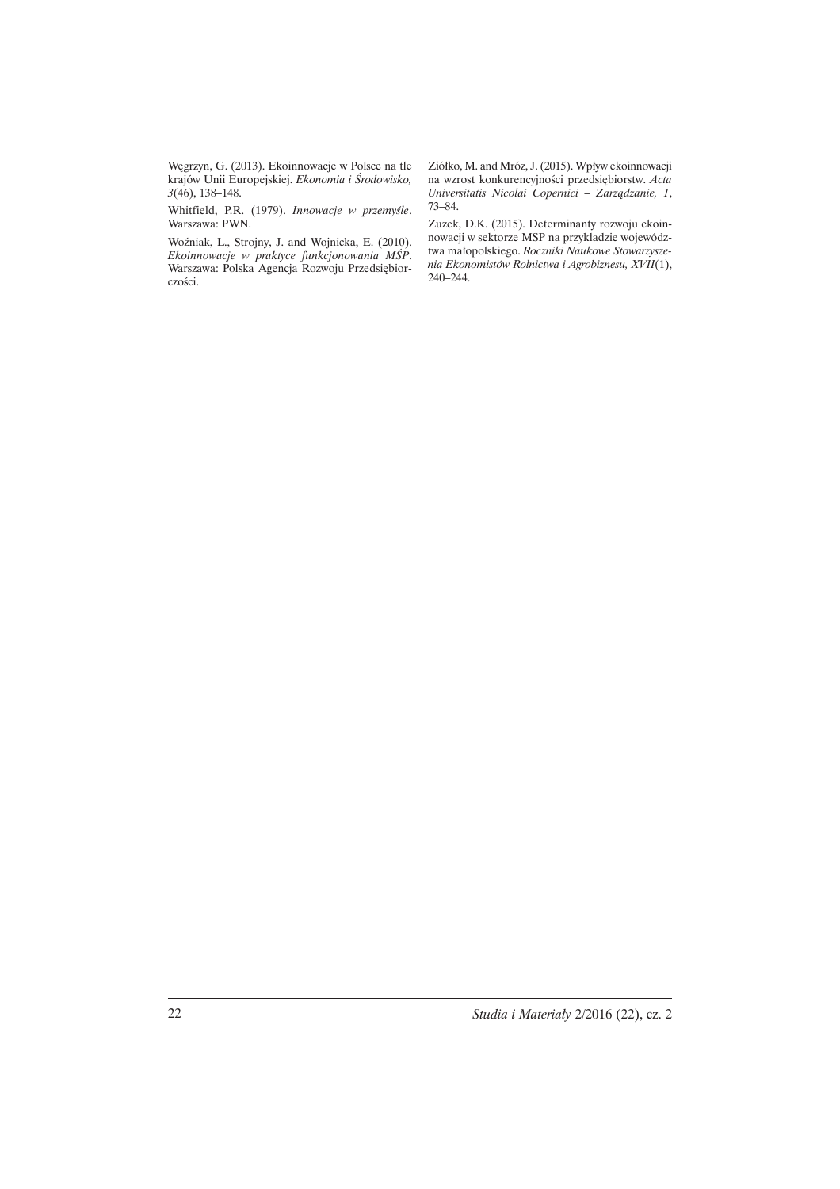Węgrzyn, G. (2013). Ekoinnowacje w Polsce na tle krajów Unii Europejskiej. *Ekonomia i Środowisko, 3*(46), 138–148.

Whitfield, P.R. (1979). *Innowacje w przemyśle*. Warszawa: PWN.

Woźniak, L., Strojny, J. and Wojnicka, E. (2010). *Ekoinnowacje w praktyce funkcjonowania MŚP*. Warszawa: Polska Agencja Rozwoju Przedsiębiorczości.

Ziółko, M. and Mróz, J. (2015). Wpływ ekoinnowacji na wzrost konkurencyjności przedsiębiorstw. *Acta Universitatis Nicolai Copernici – Zarządzanie, 1*, 73–84.

Zuzek, D.K. (2015). Determinanty rozwoju ekoinnowacji w sektorze MSP na przykładzie województwa małopolskiego. *Roczniki Naukowe Stowarzyszenia Ekonomistów Rolnictwa i Agrobiznesu, XVII*(1), 240–244.